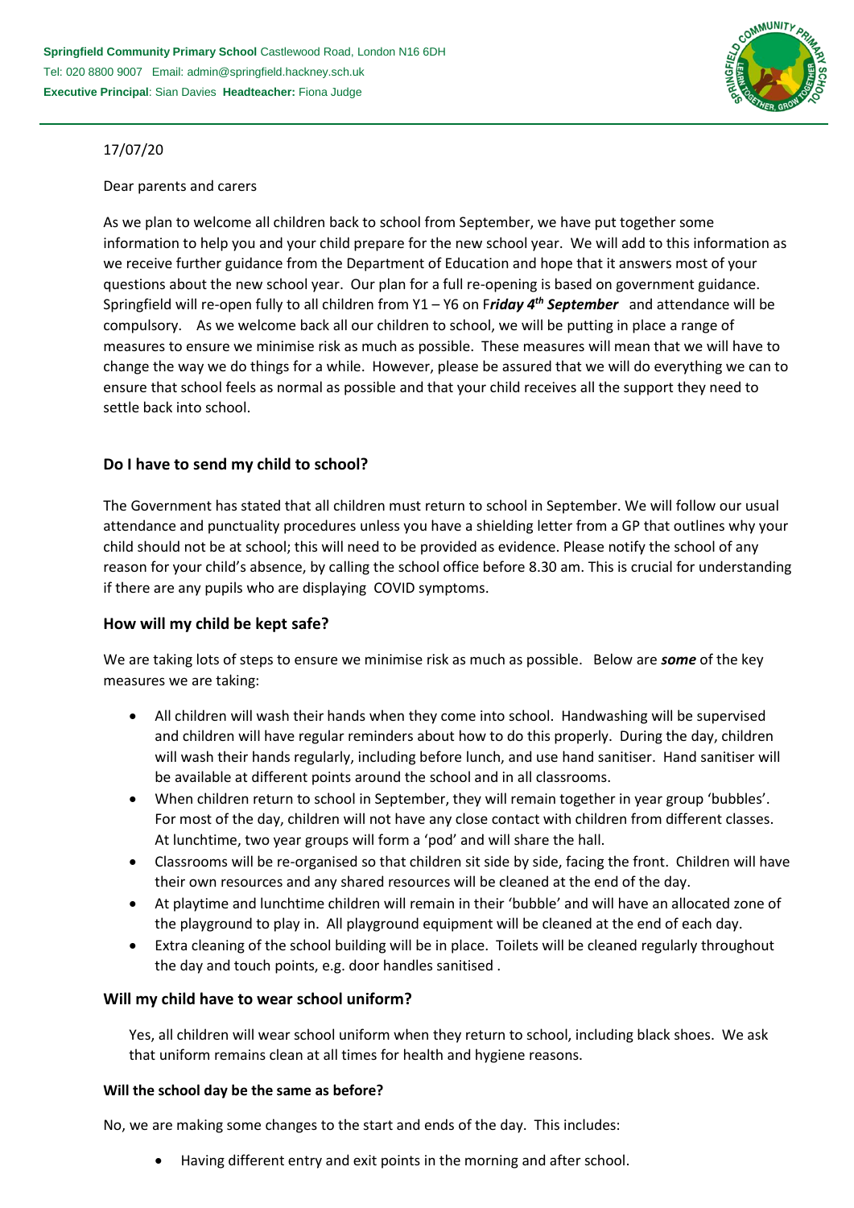**Springfield Community Primary School** Castlewood Road, London N16 6DH
Tel: 020 8800 9007 Email: admin@springfield.hackney.sch.uk
**Executive Principal**: Sian Davies **Headteacher:** Fiona Judge

17/07/20

Dear parents and carers

As we plan to welcome all children back to school from September, we have put together some information to help you and your child prepare for the new school year. We will add to this information as we receive further guidance from the Department of Education and hope that it answers most of your questions about the new school year. Our plan for a full re-opening is based on government guidance. Springfield will re-open fully to all children from Y1 – Y6 on F***riday 4th September*** and attendance will be compulsory. As we welcome back all our children to school, we will be putting in place a range of measures to ensure we minimise risk as much as possible. These measures will mean that we will have to change the way we do things for a while. However, please be assured that we will do everything we can to ensure that school feels as normal as possible and that your child receives all the support they need to settle back into school.

## Do I have to send my child to school?

The Government has stated that all children must return to school in September. We will follow our usual attendance and punctuality procedures unless you have a shielding letter from a GP that outlines why your child should not be at school; this will need to be provided as evidence. Please notify the school of any reason for your child's absence, by calling the school office before 8.30 am. This is crucial for understanding if there are any pupils who are displaying COVID symptoms.

## How will my child be kept safe?

We are taking lots of steps to ensure we minimise risk as much as possible. Below are ***some*** of the key measures we are taking:

- All children will wash their hands when they come into school. Handwashing will be supervised and children will have regular reminders about how to do this properly. During the day, children will wash their hands regularly, including before lunch, and use hand sanitiser. Hand sanitiser will be available at different points around the school and in all classrooms.
- When children return to school in September, they will remain together in year group 'bubbles'. For most of the day, children will not have any close contact with children from different classes. At lunchtime, two year groups will form a 'pod' and will share the hall.
- Classrooms will be re-organised so that children sit side by side, facing the front. Children will have their own resources and any shared resources will be cleaned at the end of the day.
- At playtime and lunchtime children will remain in their 'bubble' and will have an allocated zone of the playground to play in. All playground equipment will be cleaned at the end of each day.
- Extra cleaning of the school building will be in place. Toilets will be cleaned regularly throughout the day and touch points, e.g. door handles sanitised .

## Will my child have to wear school uniform?

Yes, all children will wear school uniform when they return to school, including black shoes. We ask that uniform remains clean at all times for health and hygiene reasons.

### Will the school day be the same as before?

No, we are making some changes to the start and ends of the day. This includes:

- Having different entry and exit points in the morning and after school.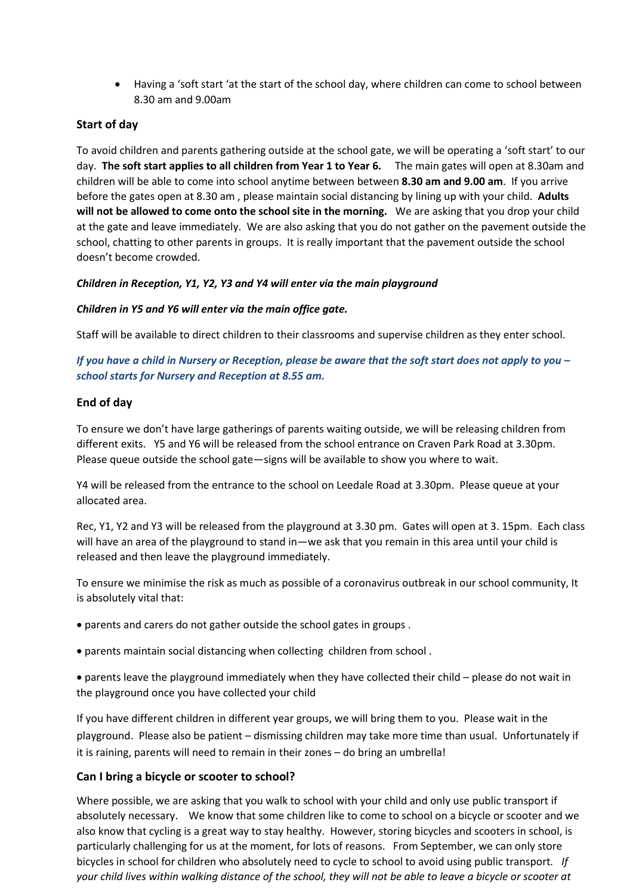- Having a 'soft start 'at the start of the school day, where children can come to school between 8.30 am and 9.00am

## Start of day

To avoid children and parents gathering outside at the school gate, we will be operating a 'soft start' to our day. **The soft start applies to all children from Year 1 to Year 6.** The main gates will open at 8.30am and children will be able to come into school anytime between between **8.30 am and 9.00 am**. If you arrive before the gates open at 8.30 am , please maintain social distancing by lining up with your child. **Adults will not be allowed to come onto the school site in the morning.** We are asking that you drop your child at the gate and leave immediately. We are also asking that you do not gather on the pavement outside the school, chatting to other parents in groups. It is really important that the pavement outside the school doesn't become crowded.

***Children in Reception, Y1, Y2, Y3 and Y4 will enter via the main playground***

***Children in Y5 and Y6 will enter via the main office gate.***

Staff will be available to direct children to their classrooms and supervise children as they enter school.

***If you have a child in Nursery or Reception, please be aware that the soft start does not apply to you – school starts for Nursery and Reception at 8.55 am.***

## End of day

To ensure we don't have large gatherings of parents waiting outside, we will be releasing children from different exits. Y5 and Y6 will be released from the school entrance on Craven Park Road at 3.30pm. Please queue outside the school gate—signs will be available to show you where to wait.

Y4 will be released from the entrance to the school on Leedale Road at 3.30pm. Please queue at your allocated area.

Rec, Y1, Y2 and Y3 will be released from the playground at 3.30 pm. Gates will open at 3. 15pm. Each class will have an area of the playground to stand in—we ask that you remain in this area until your child is released and then leave the playground immediately.

To ensure we minimise the risk as much as possible of a coronavirus outbreak in our school community, It is absolutely vital that:

- parents and carers do not gather outside the school gates in groups .
- parents maintain social distancing when collecting children from school .
- parents leave the playground immediately when they have collected their child – please do not wait in the playground once you have collected your child

If you have different children in different year groups, we will bring them to you. Please wait in the playground. Please also be patient – dismissing children may take more time than usual. Unfortunately if it is raining, parents will need to remain in their zones – do bring an umbrella!

## Can I bring a bicycle or scooter to school?

Where possible, we are asking that you walk to school with your child and only use public transport if absolutely necessary. We know that some children like to come to school on a bicycle or scooter and we also know that cycling is a great way to stay healthy. However, storing bicycles and scooters in school, is particularly challenging for us at the moment, for lots of reasons. From September, we can only store bicycles in school for children who absolutely need to cycle to school to avoid using public transport. *If your child lives within walking distance of the school, they will not be able to leave a bicycle or scooter at*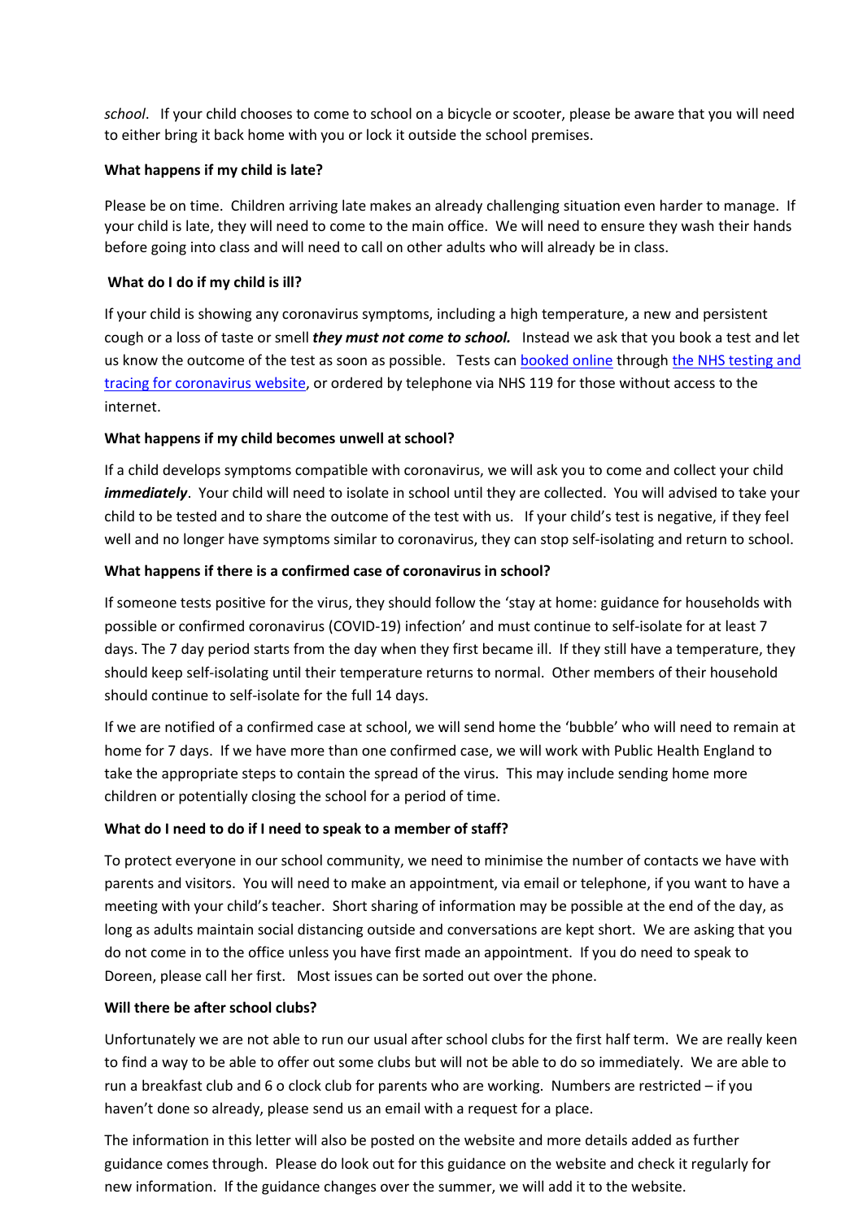*school*. If your child chooses to come to school on a bicycle or scooter, please be aware that you will need to either bring it back home with you or lock it outside the school premises.

**What happens if my child is late?**

Please be on time. Children arriving late makes an already challenging situation even harder to manage. If your child is late, they will need to come to the main office. We will need to ensure they wash their hands before going into class and will need to call on other adults who will already be in class.

**What do I do if my child is ill?**

If your child is showing any coronavirus symptoms, including a high temperature, a new and persistent cough or a loss of taste or smell ***they must not come to school.*** Instead we ask that you book a test and let us know the outcome of the test as soon as possible. Tests can booked online through the NHS testing and tracing for coronavirus website, or ordered by telephone via NHS 119 for those without access to the internet.

**What happens if my child becomes unwell at school?**

If a child develops symptoms compatible with coronavirus, we will ask you to come and collect your child ***immediately***. Your child will need to isolate in school until they are collected. You will advised to take your child to be tested and to share the outcome of the test with us. If your child's test is negative, if they feel well and no longer have symptoms similar to coronavirus, they can stop self-isolating and return to school.

**What happens if there is a confirmed case of coronavirus in school?**

If someone tests positive for the virus, they should follow the 'stay at home: guidance for households with possible or confirmed coronavirus (COVID-19) infection' and must continue to self-isolate for at least 7 days. The 7 day period starts from the day when they first became ill. If they still have a temperature, they should keep self-isolating until their temperature returns to normal. Other members of their household should continue to self-isolate for the full 14 days.

If we are notified of a confirmed case at school, we will send home the 'bubble' who will need to remain at home for 7 days. If we have more than one confirmed case, we will work with Public Health England to take the appropriate steps to contain the spread of the virus. This may include sending home more children or potentially closing the school for a period of time.

**What do I need to do if I need to speak to a member of staff?**

To protect everyone in our school community, we need to minimise the number of contacts we have with parents and visitors. You will need to make an appointment, via email or telephone, if you want to have a meeting with your child's teacher. Short sharing of information may be possible at the end of the day, as long as adults maintain social distancing outside and conversations are kept short. We are asking that you do not come in to the office unless you have first made an appointment. If you do need to speak to Doreen, please call her first. Most issues can be sorted out over the phone.

**Will there be after school clubs?**

Unfortunately we are not able to run our usual after school clubs for the first half term. We are really keen to find a way to be able to offer out some clubs but will not be able to do so immediately. We are able to run a breakfast club and 6 o clock club for parents who are working. Numbers are restricted – if you haven't done so already, please send us an email with a request for a place.

The information in this letter will also be posted on the website and more details added as further guidance comes through. Please do look out for this guidance on the website and check it regularly for new information. If the guidance changes over the summer, we will add it to the website.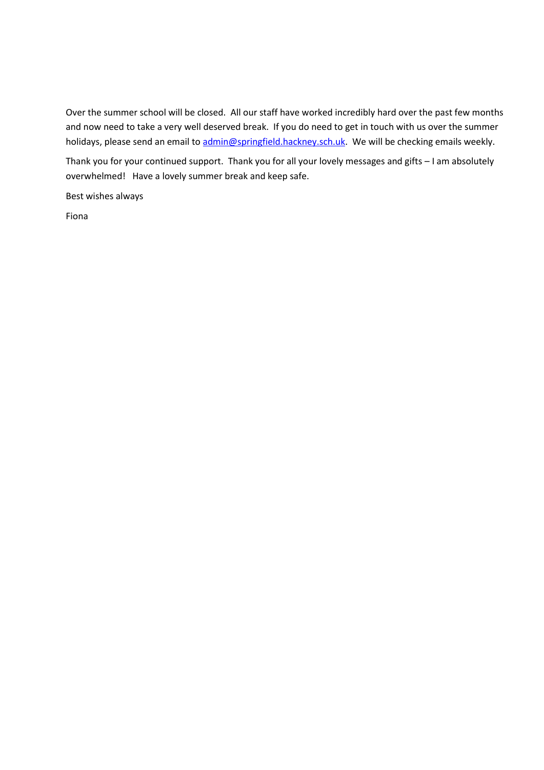Over the summer school will be closed.  All our staff have worked incredibly hard over the past few months and now need to take a very well deserved break.  If you do need to get in touch with us over the summer holidays, please send an email to admin@springfield.hackney.sch.uk.  We will be checking emails weekly.

Thank you for your continued support.  Thank you for all your lovely messages and gifts – I am absolutely overwhelmed!   Have a lovely summer break and keep safe.

Best wishes always

Fiona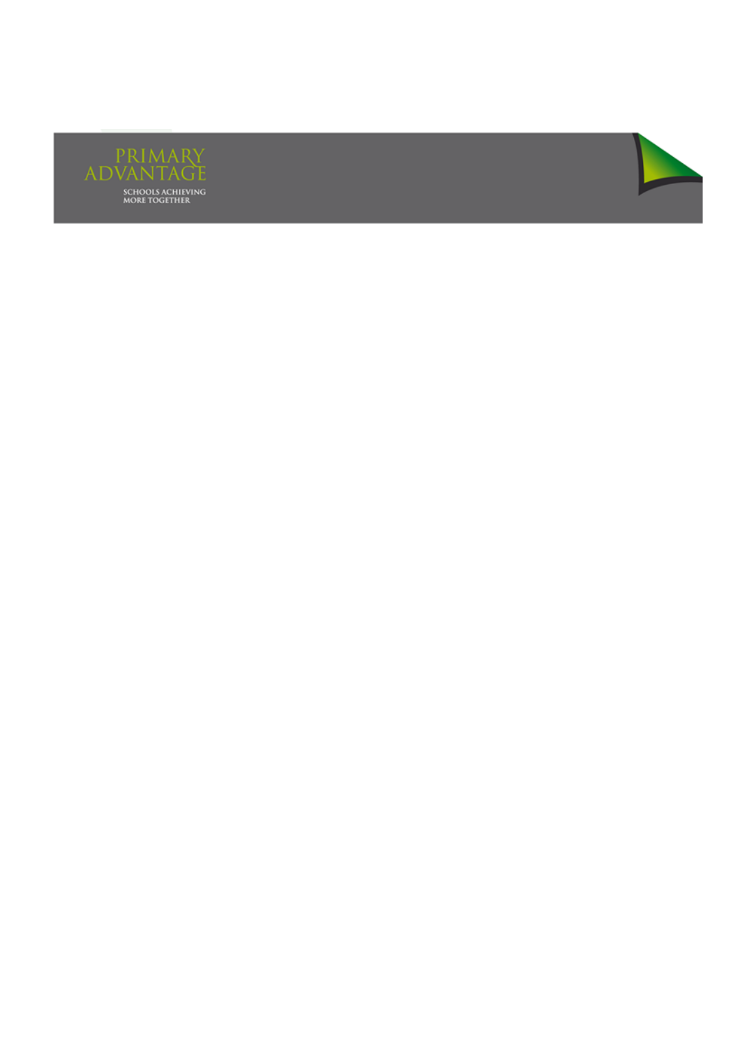PRIMARY ADVANTAGE

SCHOOLS ACHIEVING MORE TOGETHER